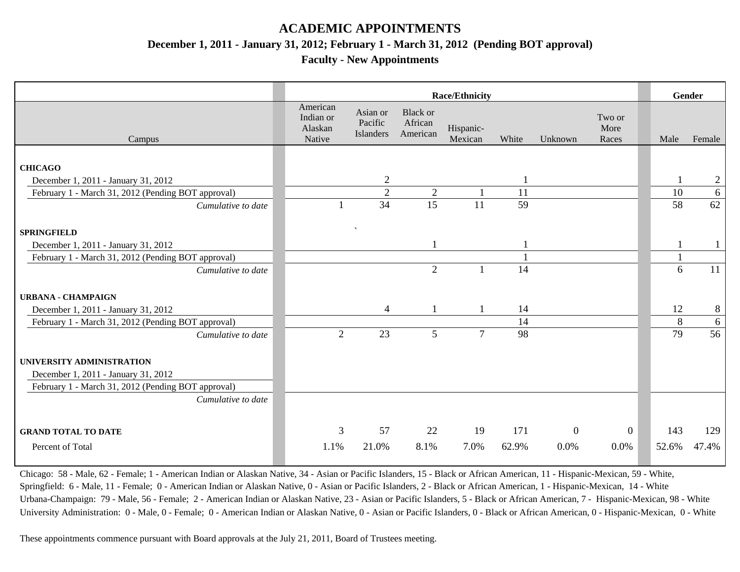# ACADEMIC APPOINTMENTS

## December 1, 2011 - January 31, 2012; February 1 - March 31, 2012 (Pending BOT approval)

### Faculty - New Appointments

| Campus | American Indian or Alaskan Native | Asian or Pacific Islanders | Black or African American | Hispanic-Mexican | White | Unknown | Two or More Races | Male | Female |
|---|---|---|---|---|---|---|---|---|---|
| | Race/Ethnicity | | | | | | | Gender | |
| **CHICAGO** | | | | | | | | | |
| December 1, 2011 - January 31, 2012 | | 2 | | | 1 | | | 1 | 2 |
| February 1 - March 31, 2012 (Pending BOT approval) | | 2 | 2 | 1 | 11 | | | 10 | 6 |
| *Cumulative to date* | 1 | 34 | 15 | 11 | 59 | | | 58 | 62 |
| **SPRINGFIELD** | | ` | | | | | | | |
| December 1, 2011 - January 31, 2012 | | | 1 | | 1 | | | 1 | 1 |
| February 1 - March 31, 2012 (Pending BOT approval) | | | | | 1 | | | 1 | |
| *Cumulative to date* | | | 2 | 1 | 14 | | | 6 | 11 |
| **URBANA - CHAMPAIGN** | | | | | | | | | |
| December 1, 2011 - January 31, 2012 | | 4 | 1 | 1 | 14 | | | 12 | 8 |
| February 1 - March 31, 2012 (Pending BOT approval) | | | | | 14 | | | 8 | 6 |
| *Cumulative to date* | 2 | 23 | 5 | 7 | 98 | | | 79 | 56 |
| **UNIVERSITY ADMINISTRATION** | | | | | | | | | |
| December 1, 2011 - January 31, 2012 | | | | | | | | | |
| February 1 - March 31, 2012 (Pending BOT approval) | | | | | | | | | |
| *Cumulative to date* | | | | | | | | | |
| **GRAND TOTAL TO DATE** | 3 | 57 | 22 | 19 | 171 | 0 | 0 | 143 | 129 |
| Percent of Total | 1.1% | 21.0% | 8.1% | 7.0% | 62.9% | 0.0% | 0.0% | 52.6% | 47.4% |

Chicago: 58 - Male, 62 - Female; 1 - American Indian or Alaskan Native, 34 - Asian or Pacific Islanders, 15 - Black or African American, 11 - Hispanic-Mexican, 59 - White,
Springfield: 6 - Male, 11 - Female; 0 - American Indian or Alaskan Native, 0 - Asian or Pacific Islanders, 2 - Black or African American, 1 - Hispanic-Mexican, 14 - White
Urbana-Champaign: 79 - Male, 56 - Female; 2 - American Indian or Alaskan Native, 23 - Asian or Pacific Islanders, 5 - Black or African American, 7 - Hispanic-Mexican, 98 - White
University Administration: 0 - Male, 0 - Female; 0 - American Indian or Alaskan Native, 0 - Asian or Pacific Islanders, 0 - Black or African American, 0 - Hispanic-Mexican, 0 - White

These appointments commence pursuant with Board approvals at the July 21, 2011, Board of Trustees meeting.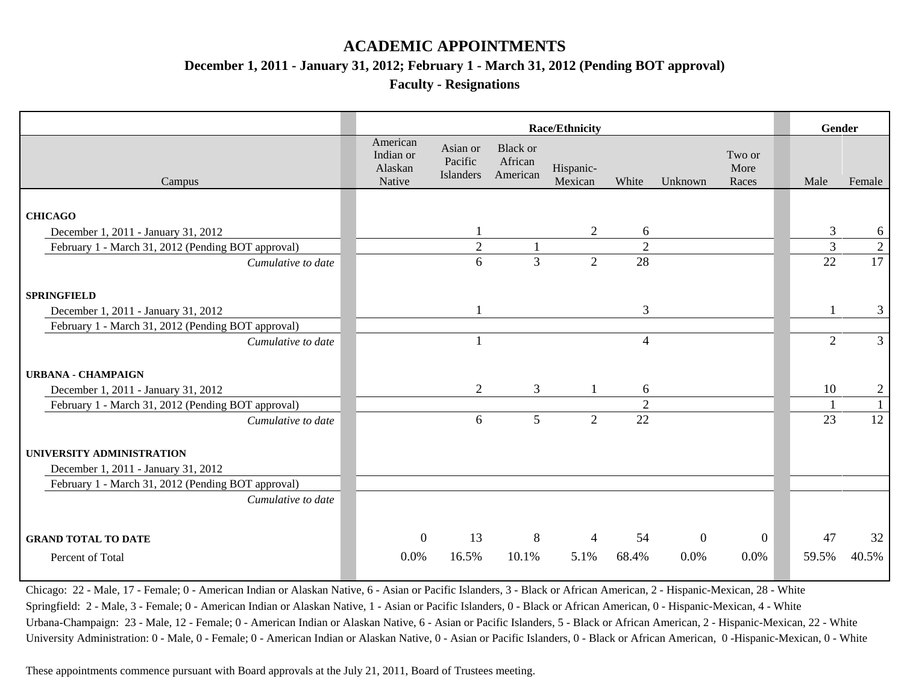# ACADEMIC APPOINTMENTS

## December 1, 2011 - January 31, 2012; February 1 - March 31, 2012 (Pending BOT approval)

### Faculty - Resignations

| | Race/Ethnicity | | | | | | | Gender | |
|---|---|---|---|---|---|---|---|---|---|
| Campus | American Indian or Alaskan Native | Asian or Pacific Islanders | Black or African American | Hispanic-Mexican | White | Unknown | Two or More Races | Male | Female |
| **CHICAGO** | | | | | | | | | |
| December 1, 2011 - January 31, 2012 | | 1 | | 2 | 6 | | | 3 | 6 |
| February 1 - March 31, 2012 (Pending BOT approval) | | 2 | 1 | | 2 | | | 3 | 2 |
| *Cumulative to date* | | 6 | 3 | 2 | 28 | | | 22 | 17 |
| **SPRINGFIELD** | | | | | | | | | |
| December 1, 2011 - January 31, 2012 | | 1 | | | 3 | | | 1 | 3 |
| February 1 - March 31, 2012 (Pending BOT approval) | | | | | | | | | |
| *Cumulative to date* | | 1 | | | 4 | | | 2 | 3 |
| **URBANA - CHAMPAIGN** | | | | | | | | | |
| December 1, 2011 - January 31, 2012 | | 2 | 3 | 1 | 6 | | | 10 | 2 |
| February 1 - March 31, 2012 (Pending BOT approval) | | | | | 2 | | | 1 | 1 |
| *Cumulative to date* | | 6 | 5 | 2 | 22 | | | 23 | 12 |
| **UNIVERSITY ADMINISTRATION** | | | | | | | | | |
| December 1, 2011 - January 31, 2012 | | | | | | | | | |
| February 1 - March 31, 2012 (Pending BOT approval) | | | | | | | | | |
| *Cumulative to date* | | | | | | | | | |
| **GRAND TOTAL TO DATE** | 0 | 13 | 8 | 4 | 54 | 0 | 0 | 47 | 32 |
| Percent of Total | 0.0% | 16.5% | 10.1% | 5.1% | 68.4% | 0.0% | 0.0% | 59.5% | 40.5% |

Chicago: 22 - Male, 17 - Female; 0 - American Indian or Alaskan Native, 6 - Asian or Pacific Islanders, 3 - Black or African American, 2 - Hispanic-Mexican, 28 - White

Springfield: 2 - Male, 3 - Female; 0 - American Indian or Alaskan Native, 1 - Asian or Pacific Islanders, 0 - Black or African American, 0 - Hispanic-Mexican, 4 - White

Urbana-Champaign: 23 - Male, 12 - Female; 0 - American Indian or Alaskan Native, 6 - Asian or Pacific Islanders, 5 - Black or African American, 2 - Hispanic-Mexican, 22 - White

University Administration: 0 - Male, 0 - Female; 0 - American Indian or Alaskan Native, 0 - Asian or Pacific Islanders, 0 - Black or African American, 0 -Hispanic-Mexican, 0 - White

These appointments commence pursuant with Board approvals at the July 21, 2011, Board of Trustees meeting.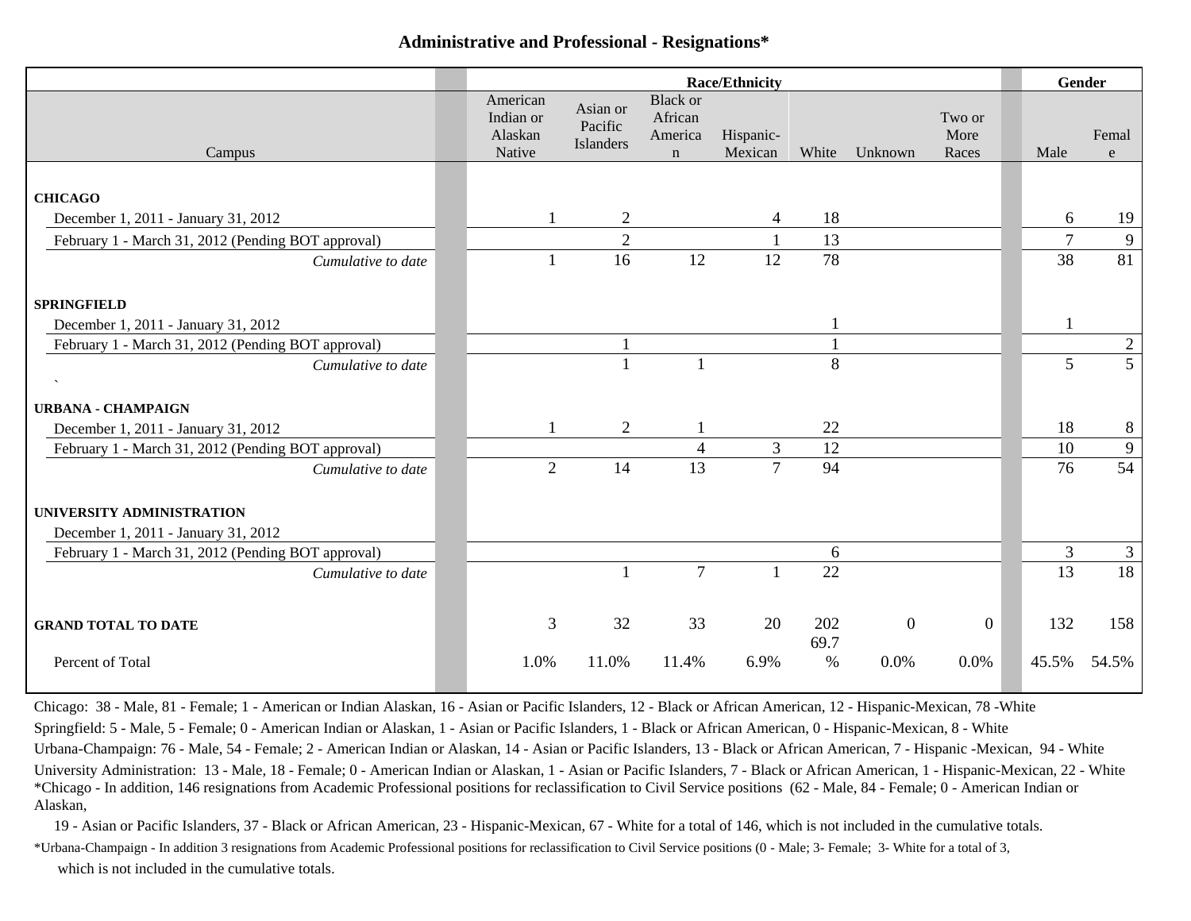## Administrative and Professional - Resignations*

| Campus | American Indian or Alaskan Native | Asian or Pacific Islanders | Black or African American | Hispanic-Mexican | White | Unknown | Two or More Races | Male | Female |
|---|---|---|---|---|---|---|---|---|---|
| | Race/Ethnicity | | | | | | | Gender | |
| **CHICAGO** | | | | | | | | | |
| December 1, 2011 - January 31, 2012 | 1 | 2 | | 4 | 18 | | | 6 | 19 |
| February 1 - March 31, 2012 (Pending BOT approval) | | 2 | | 1 | 13 | | | 7 | 9 |
| *Cumulative to date* | 1 | 16 | 12 | 12 | 78 | | | 38 | 81 |
| **SPRINGFIELD** | | | | | | | | | |
| December 1, 2011 - January 31, 2012 | | | | | 1 | | | 1 | |
| February 1 - March 31, 2012 (Pending BOT approval) | | 1 | | | 1 | | | | 2 |
| *Cumulative to date* | | 1 | 1 | | 8 | | | 5 | 5 |
| **URBANA - CHAMPAIGN** | | | | | | | | | |
| December 1, 2011 - January 31, 2012 | 1 | 2 | 1 | | 22 | | | 18 | 8 |
| February 1 - March 31, 2012 (Pending BOT approval) | | | 4 | 3 | 12 | | | 10 | 9 |
| *Cumulative to date* | 2 | 14 | 13 | 7 | 94 | | | 76 | 54 |
| **UNIVERSITY ADMINISTRATION** | | | | | | | | | |
| December 1, 2011 - January 31, 2012 | | | | | | | | | |
| February 1 - March 31, 2012 (Pending BOT approval) | | | | | 6 | | | 3 | 3 |
| *Cumulative to date* | | 1 | 7 | 1 | 22 | | | 13 | 18 |
| **GRAND TOTAL TO DATE** | 3 | 32 | 33 | 20 | 202 | 0 | 0 | 132 | 158 |
| Percent of Total | 1.0% | 11.0% | 11.4% | 6.9% | 69.7% | 0.0% | 0.0% | 45.5% | 54.5% |

Chicago: 38 - Male, 81 - Female; 1 - American or Indian Alaskan, 16 - Asian or Pacific Islanders, 12 - Black or African American, 12 - Hispanic-Mexican, 78 -White

Springfield: 5 - Male, 5 - Female; 0 - American Indian or Alaskan, 1 - Asian or Pacific Islanders, 1 - Black or African American, 0 - Hispanic-Mexican, 8 - White

Urbana-Champaign: 76 - Male, 54 - Female; 2 - American Indian or Alaskan, 14 - Asian or Pacific Islanders, 13 - Black or African American, 7 - Hispanic -Mexican, 94 - White

University Administration: 13 - Male, 18 - Female; 0 - American Indian or Alaskan, 1 - Asian or Pacific Islanders, 7 - Black or African American, 1 - Hispanic-Mexican, 22 - White

*Chicago - In addition, 146 resignations from Academic Professional positions for reclassification to Civil Service positions (62 - Male, 84 - Female; 0 - American Indian or Alaskan,
19 - Asian or Pacific Islanders, 37 - Black or African American, 23 - Hispanic-Mexican, 67 - White for a total of 146, which is not included in the cumulative totals.

*Urbana-Champaign - In addition 3 resignations from Academic Professional positions for reclassification to Civil Service positions (0 - Male; 3- Female; 3- White for a total of 3,
which is not included in the cumulative totals.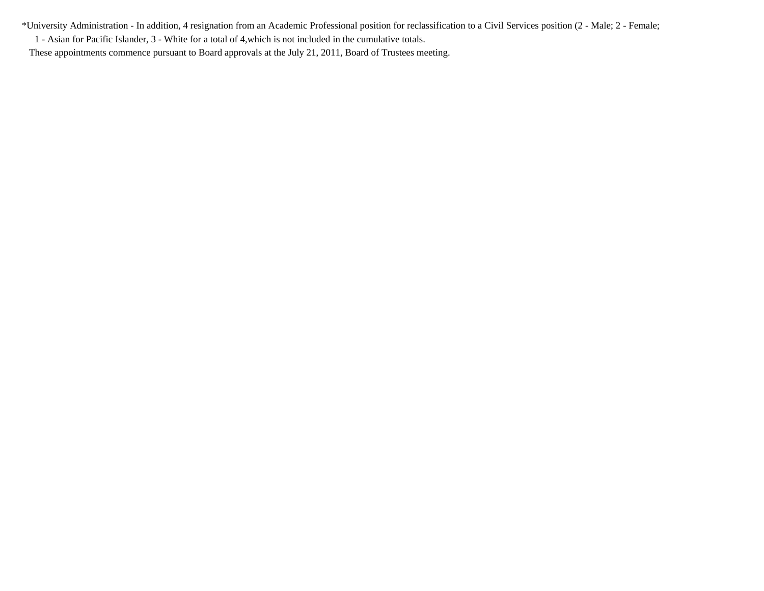*University Administration - In addition, 4 resignation from an Academic Professional position for reclassification to a Civil Services position (2 - Male; 2 - Female;
1 - Asian for Pacific Islander, 3 - White for a total of 4,which is not included in the cumulative totals.

These appointments commence pursuant to Board approvals at the July 21, 2011, Board of Trustees meeting.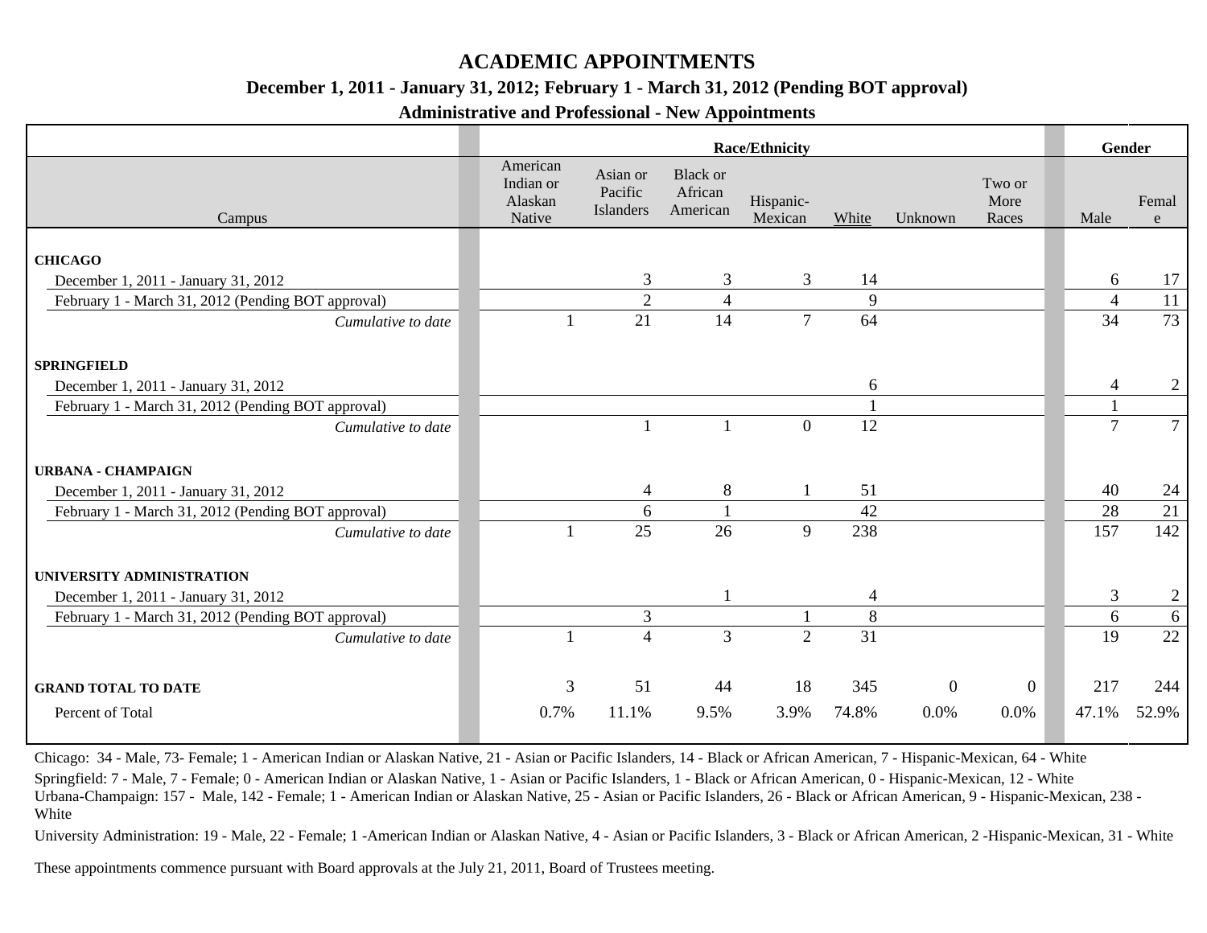# ACADEMIC APPOINTMENTS

### December 1, 2011 - January 31, 2012; February 1 - March 31, 2012 (Pending BOT approval)

### Administrative and Professional - New Appointments

| Campus | American Indian or Alaskan Native | Asian or Pacific Islanders | Black or African American | Hispanic-Mexican | White | Unknown | Two or More Races | Male | Female |
|---|---|---|---|---|---|---|---|---|---|
| | Race/Ethnicity | | | | | | | Gender | |
| **CHICAGO** | | | | | | | | | |
| December 1, 2011 - January 31, 2012 | | 3 | 3 | 3 | 14 | | | 6 | 17 |
| February 1 - March 31, 2012 (Pending BOT approval) | | 2 | 4 | | 9 | | | 4 | 11 |
| *Cumulative to date* | 1 | 21 | 14 | 7 | 64 | | | 34 | 73 |
| **SPRINGFIELD** | | | | | | | | | |
| December 1, 2011 - January 31, 2012 | | | | | 6 | | | 4 | 2 |
| February 1 - March 31, 2012 (Pending BOT approval) | | | | | 1 | | | 1 | |
| *Cumulative to date* | | 1 | 1 | 0 | 12 | | | 7 | 7 |
| **URBANA - CHAMPAIGN** | | | | | | | | | |
| December 1, 2011 - January 31, 2012 | | 4 | 8 | 1 | 51 | | | 40 | 24 |
| February 1 - March 31, 2012 (Pending BOT approval) | | 6 | 1 | | 42 | | | 28 | 21 |
| *Cumulative to date* | 1 | 25 | 26 | 9 | 238 | | | 157 | 142 |
| **UNIVERSITY ADMINISTRATION** | | | | | | | | | |
| December 1, 2011 - January 31, 2012 | | | 1 | | 4 | | | 3 | 2 |
| February 1 - March 31, 2012 (Pending BOT approval) | | 3 | | 1 | 8 | | | 6 | 6 |
| *Cumulative to date* | 1 | 4 | 3 | 2 | 31 | | | 19 | 22 |
| **GRAND TOTAL TO DATE** | 3 | 51 | 44 | 18 | 345 | 0 | 0 | 217 | 244 |
| Percent of Total | 0.7% | 11.1% | 9.5% | 3.9% | 74.8% | 0.0% | 0.0% | 47.1% | 52.9% |

Chicago: 34 - Male, 73- Female; 1 - American Indian or Alaskan Native, 21 - Asian or Pacific Islanders, 14 - Black or African American, 7 - Hispanic-Mexican, 64 - White

Springfield: 7 - Male, 7 - Female; 0 - American Indian or Alaskan Native, 1 - Asian or Pacific Islanders, 1 - Black or African American, 0 - Hispanic-Mexican, 12 - White

Urbana-Champaign: 157 - Male, 142 - Female; 1 - American Indian or Alaskan Native, 25 - Asian or Pacific Islanders, 26 - Black or African American, 9 - Hispanic-Mexican, 238 - White

University Administration: 19 - Male, 22 - Female; 1 -American Indian or Alaskan Native, 4 - Asian or Pacific Islanders, 3 - Black or African American, 2 -Hispanic-Mexican, 31 - White

These appointments commence pursuant with Board approvals at the July 21, 2011, Board of Trustees meeting.